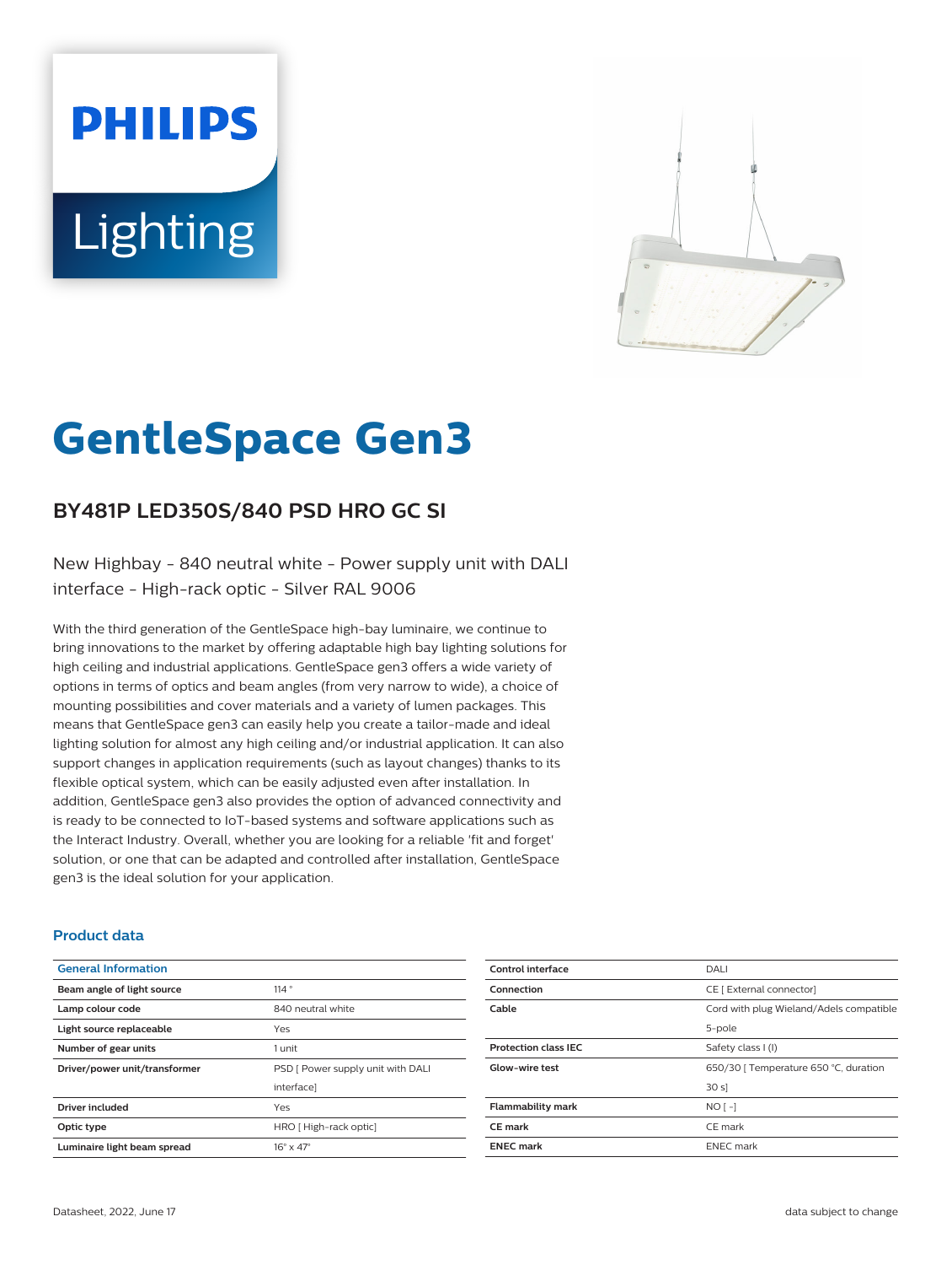PHILIPS

Lighting

# GentleSpace Gen3

## BY481P LED350S/840 PSD HRO GC SI

New Highbay - 840 neutral white - Power supply unit with DALI interface - High-rack optic - Silver RAL 9006

With the third generation of the GentleSpace high-bay luminaire, we continue to bring innovations to the market by offering adaptable high bay lighting solutions for high ceiling and industrial applications. GentleSpace gen3 offers a wide variety of options in terms of optics and beam angles (from very narrow to wide), a choice of mounting possibilities and cover materials and a variety of lumen packages. This means that GentleSpace gen3 can easily help you create a tailor-made and ideal lighting solution for almost any high ceiling and/or industrial application. It can also support changes in application requirements (such as layout changes) thanks to its flexible optical system, which can be easily adjusted even after installation. In addition, GentleSpace gen3 also provides the option of advanced connectivity and is ready to be connected to IoT-based systems and software applications such as the Interact Industry. Overall, whether you are looking for a reliable 'fit and forget' solution, or one that can be adapted and controlled after installation, GentleSpace gen3 is the ideal solution for your application.

### Product data

| General Information | |
|---|---|
| **Beam angle of light source** | 114 ° |
| **Lamp colour code** | 840 neutral white |
| **Light source replaceable** | Yes |
| **Number of gear units** | 1 unit |
| **Driver/power unit/transformer** | PSD [ Power supply unit with DALI interface] |
| **Driver included** | Yes |
| **Optic type** | HRO [ High-rack optic] |
| **Luminaire light beam spread** | 16° x 47° |
| **Control interface** | DALI |
| **Connection** | CE [ External connector] |
| **Cable** | Cord with plug Wieland/Adels compatible 5-pole |
| **Protection class IEC** | Safety class I (I) |
| **Glow-wire test** | 650/30 [ Temperature 650 °C, duration 30 s] |
| **Flammability mark** | NO [ -] |
| **CE mark** | CE mark |
| **ENEC mark** | ENEC mark |

Datasheet, 2022, June 17

data subject to change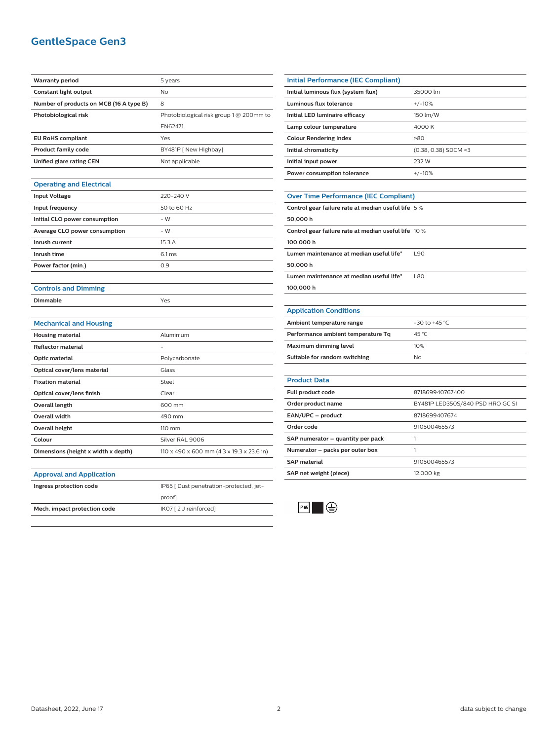# GentleSpace Gen3

| | |
|---|---|
| **Warranty period** | 5 years |
| **Constant light output** | No |
| **Number of products on MCB (16 A type B)** | 8 |
| **Photobiological risk** | Photobiological risk group 1 @ 200mm to EN62471 |
| **EU RoHS compliant** | Yes |
| **Product family code** | BY481P [ New Highbay] |
| **Unified glare rating CEN** | Not applicable |

## Operating and Electrical

| | |
|---|---|
| **Input Voltage** | 220-240 V |
| **Input frequency** | 50 to 60 Hz |
| **Initial CLO power consumption** | - W |
| **Average CLO power consumption** | - W |
| **Inrush current** | 15.3 A |
| **Inrush time** | 6.1 ms |
| **Power factor (min.)** | 0.9 |

## Controls and Dimming

| | |
|---|---|
| **Dimmable** | Yes |

## Mechanical and Housing

| | |
|---|---|
| **Housing material** | Aluminium |
| **Reflector material** | - |
| **Optic material** | Polycarbonate |
| **Optical cover/lens material** | Glass |
| **Fixation material** | Steel |
| **Optical cover/lens finish** | Clear |
| **Overall length** | 600 mm |
| **Overall width** | 490 mm |
| **Overall height** | 110 mm |
| **Colour** | Silver RAL 9006 |
| **Dimensions (height x width x depth)** | 110 x 490 x 600 mm (4.3 x 19.3 x 23.6 in) |

## Approval and Application

| | |
|---|---|
| **Ingress protection code** | IP65 [ Dust penetration-protected, jet-proof] |
| **Mech. impact protection code** | IK07 [ 2 J reinforced] |

## Initial Performance (IEC Compliant)

| | |
|---|---|
| **Initial luminous flux (system flux)** | 35000 lm |
| **Luminous flux tolerance** | +/-10% |
| **Initial LED luminaire efficacy** | 150 lm/W |
| **Lamp colour temperature** | 4000 K |
| **Colour Rendering Index** | >80 |
| **Initial chromaticity** | (0.38, 0.38) SDCM <3 |
| **Initial input power** | 232 W |
| **Power consumption tolerance** | +/-10% |

## Over Time Performance (IEC Compliant)

| | |
|---|---|
| **Control gear failure rate at median useful life 50,000 h** | 5 % |
| **Control gear failure rate at median useful life 100,000 h** | 10 % |
| **Lumen maintenance at median useful life* 50,000 h** | L90 |
| **Lumen maintenance at median useful life* 100,000 h** | L80 |

## Application Conditions

| | |
|---|---|
| **Ambient temperature range** | -30 to +45 °C |
| **Performance ambient temperature Tq** | 45 °C |
| **Maximum dimming level** | 10% |
| **Suitable for random switching** | No |

## Product Data

| | |
|---|---|
| **Full product code** | 871869940767400 |
| **Order product name** | BY481P LED350S/840 PSD HRO GC SI |
| **EAN/UPC – product** | 8718699407674 |
| **Order code** | 910500465573 |
| **SAP numerator – quantity per pack** | 1 |
| **Numerator – packs per outer box** | 1 |
| **SAP material** | 910500465573 |
| **SAP net weight (piece)** | 12.000 kg |

IP65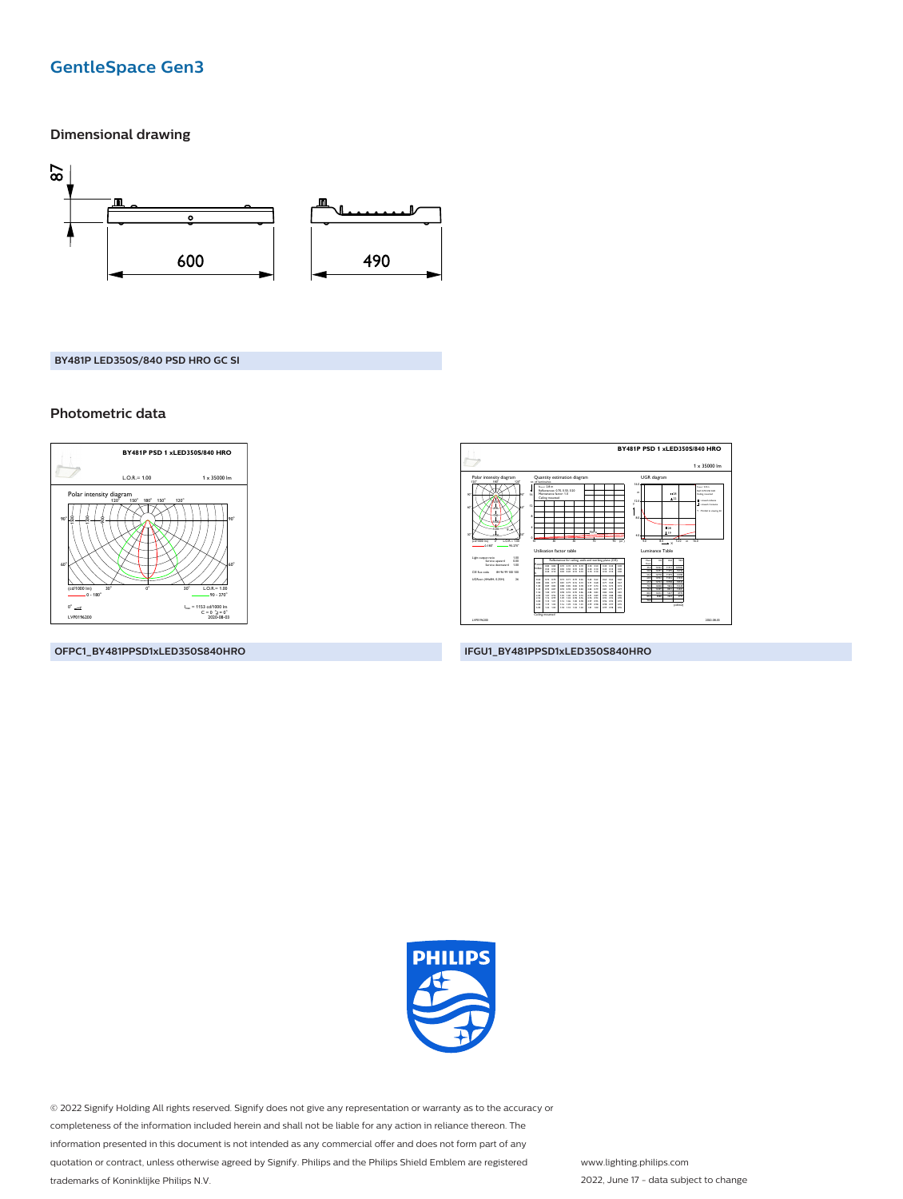## GentleSpace Gen3

### Dimensional drawing

87

600

490

BY481P LED350S/840 PSD HRO GC SI

### Photometric data

BY481P PSD 1 xLED350S/840 HRO

L.O.R.= 1.00

1 x 35000 lm

Polar intensity diagram

(cd/1000 lm)

0 - 180°

90 - 270°

L.O.R.= 1.00

$I_{max}$ = 1153 cd/1000 lm

C = 0 γ = 0°

LVP0196200

2020-08-03

OFPC1_BY481PPSD1xLED350S840HRO

BY481P PSD 1 xLED350S/840 HRO

1 x 35000 lm

Polar intensity diagram

Quantity estimation diagram

UGR diagram

Utilisation factor table

Luminance Table

IFGU1_BY481PPSD1xLED350S840HRO

© 2022 Signify Holding All rights reserved. Signify does not give any representation or warranty as to the accuracy or completeness of the information included herein and shall not be liable for any action in reliance thereon. The information presented in this document is not intended as any commercial offer and does not form part of any quotation or contract, unless otherwise agreed by Signify. Philips and the Philips Shield Emblem are registered trademarks of Koninklijke Philips N.V.

www.lighting.philips.com

2022, June 17 - data subject to change